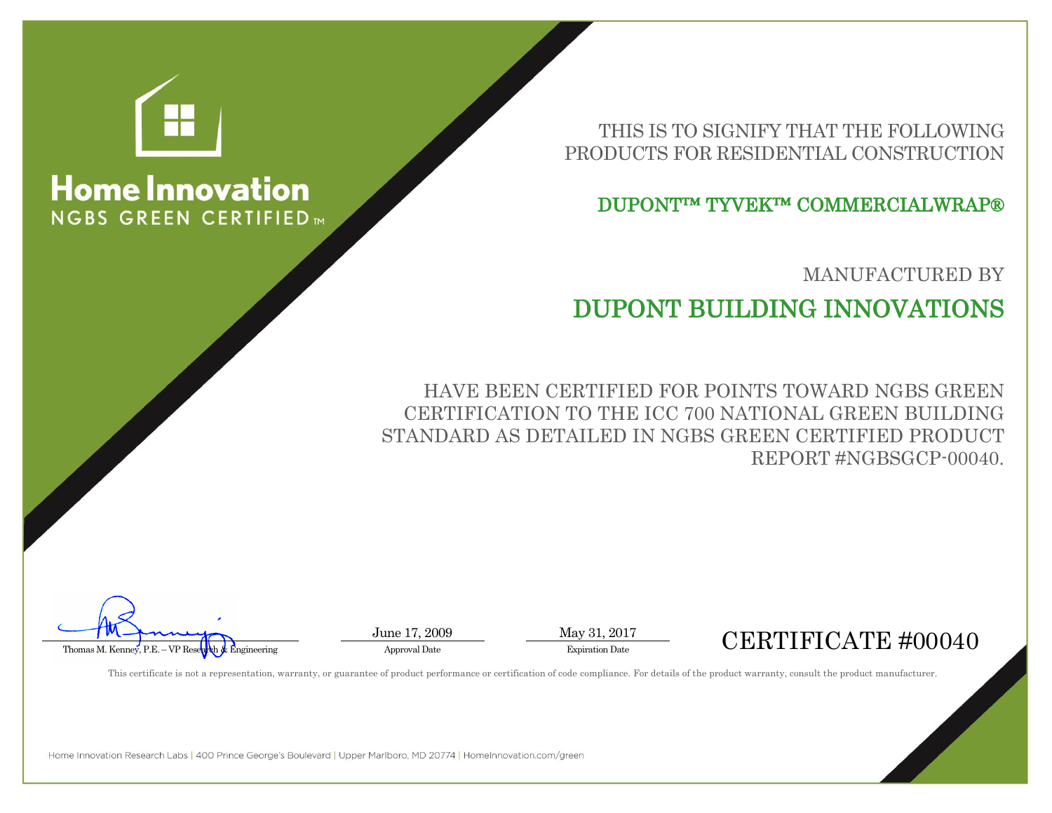# Home Innovation

## NGBS GREEN CERTIFIED™

THIS IS TO SIGNIFY THAT THE FOLLOWING PRODUCTS FOR RESIDENTIAL CONSTRUCTION

## DUPONT™ TYVEK™ COMMERCIALWRAP®

MANUFACTURED BY

## DUPONT BUILDING INNOVATIONS

HAVE BEEN CERTIFIED FOR POINTS TOWARD NGBS GREEN CERTIFICATION TO THE ICC 700 NATIONAL GREEN BUILDING STANDARD AS DETAILED IN NGBS GREEN CERTIFIED PRODUCT REPORT #NGBSGCP-00040.

Thomas M. Kenney, P.E. – VP Research & Engineering

June 17, 2009
Approval Date

May 31, 2017
Expiration Date

## CERTIFICATE #00040

This certificate is not a representation, warranty, or guarantee of product performance or certification of code compliance. For details of the product warranty, consult the product manufacturer.

Home Innovation Research Labs | 400 Prince George's Boulevard | Upper Marlboro, MD 20774 | HomeInnovation.com/green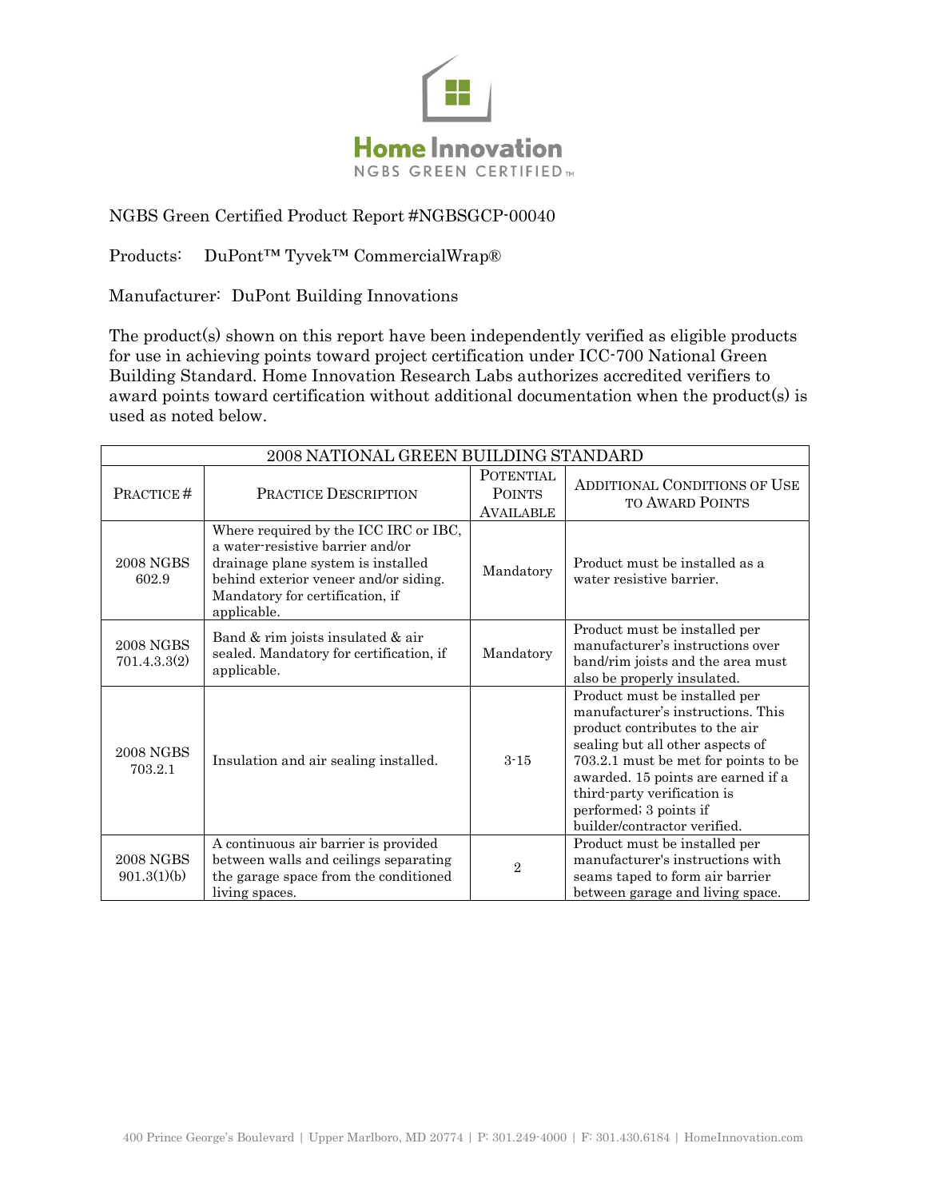Home Innovation
NGBS GREEN CERTIFIED™

NGBS Green Certified Product Report #NGBSGCP-00040

Products: DuPont™ Tyvek™ CommercialWrap®

Manufacturer: DuPont Building Innovations

The product(s) shown on this report have been independently verified as eligible products for use in achieving points toward project certification under ICC-700 National Green Building Standard. Home Innovation Research Labs authorizes accredited verifiers to award points toward certification without additional documentation when the product(s) is used as noted below.

| 2008 NATIONAL GREEN BUILDING STANDARD | | | |
|---|---|---|---|
| PRACTICE # | PRACTICE DESCRIPTION | POTENTIAL POINTS AVAILABLE | ADDITIONAL CONDITIONS OF USE TO AWARD POINTS |
| 2008 NGBS 602.9 | Where required by the ICC IRC or IBC, a water-resistive barrier and/or drainage plane system is installed behind exterior veneer and/or siding. Mandatory for certification, if applicable. | Mandatory | Product must be installed as a water resistive barrier. |
| 2008 NGBS 701.4.3.3(2) | Band & rim joists insulated & air sealed. Mandatory for certification, if applicable. | Mandatory | Product must be installed per manufacturer's instructions over band/rim joists and the area must also be properly insulated. |
| 2008 NGBS 703.2.1 | Insulation and air sealing installed. | 3-15 | Product must be installed per manufacturer's instructions. This product contributes to the air sealing but all other aspects of 703.2.1 must be met for points to be awarded. 15 points are earned if a third-party verification is performed; 3 points if builder/contractor verified. |
| 2008 NGBS 901.3(1)(b) | A continuous air barrier is provided between walls and ceilings separating the garage space from the conditioned living spaces. | 2 | Product must be installed per manufacturer's instructions with seams taped to form air barrier between garage and living space. |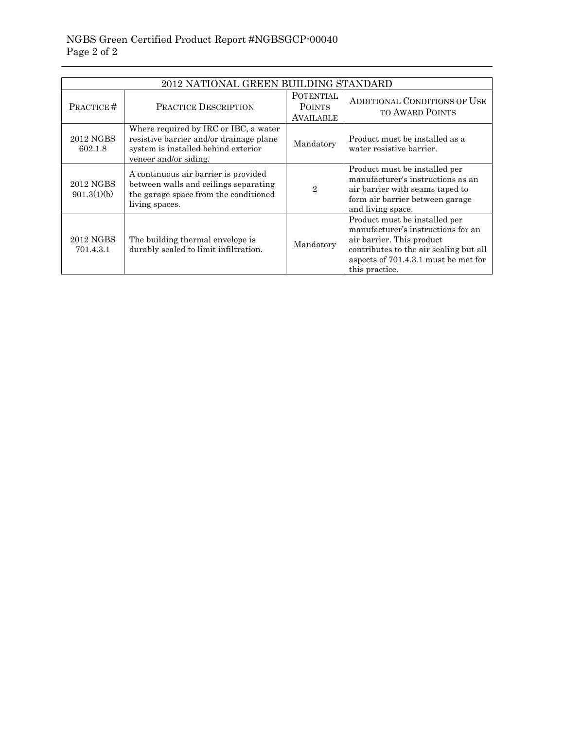| 2012 NATIONAL GREEN BUILDING STANDARD | | | |
|---|---|---|---|
| PRACTICE # | PRACTICE DESCRIPTION | POTENTIAL POINTS AVAILABLE | ADDITIONAL CONDITIONS OF USE TO AWARD POINTS |
| 2012 NGBS 602.1.8 | Where required by IRC or IBC, a water resistive barrier and/or drainage plane system is installed behind exterior veneer and/or siding. | Mandatory | Product must be installed as a water resistive barrier. |
| 2012 NGBS 901.3(1)(b) | A continuous air barrier is provided between walls and ceilings separating the garage space from the conditioned living spaces. | 2 | Product must be installed per manufacturer's instructions as an air barrier with seams taped to form air barrier between garage and living space. |
| 2012 NGBS 701.4.3.1 | The building thermal envelope is durably sealed to limit infiltration. | Mandatory | Product must be installed per manufacturer's instructions for an air barrier. This product contributes to the air sealing but all aspects of 701.4.3.1 must be met for this practice. |